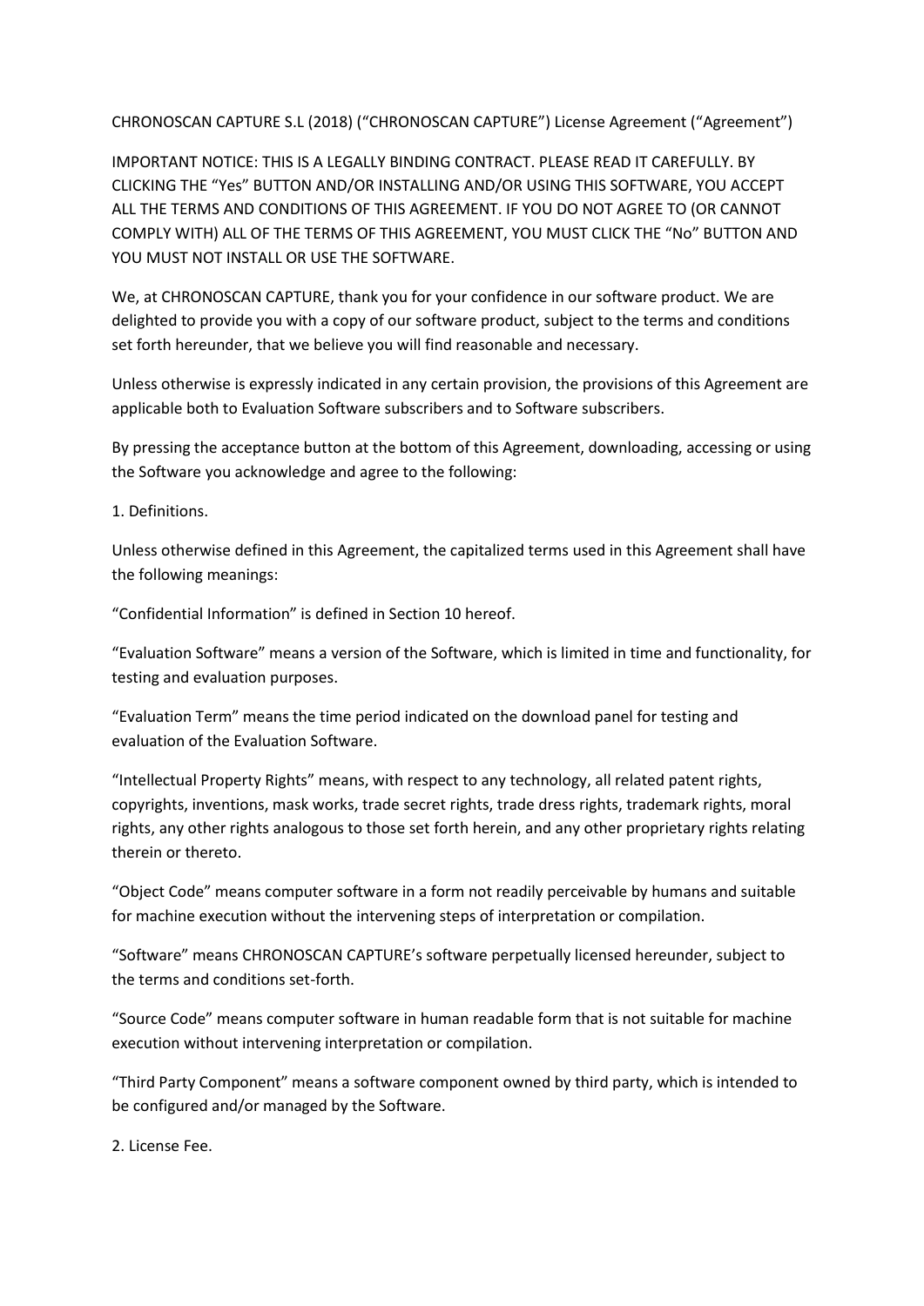CHRONOSCAN CAPTURE S.L (2018) ("CHRONOSCAN CAPTURE") License Agreement ("Agreement")

IMPORTANT NOTICE: THIS IS A LEGALLY BINDING CONTRACT. PLEASE READ IT CAREFULLY. BY CLICKING THE "Yes" BUTTON AND/OR INSTALLING AND/OR USING THIS SOFTWARE, YOU ACCEPT ALL THE TERMS AND CONDITIONS OF THIS AGREEMENT. IF YOU DO NOT AGREE TO (OR CANNOT COMPLY WITH) ALL OF THE TERMS OF THIS AGREEMENT, YOU MUST CLICK THE "No" BUTTON AND YOU MUST NOT INSTALL OR USE THE SOFTWARE.

We, at CHRONOSCAN CAPTURE, thank you for your confidence in our software product. We are delighted to provide you with a copy of our software product, subject to the terms and conditions set forth hereunder, that we believe you will find reasonable and necessary.

Unless otherwise is expressly indicated in any certain provision, the provisions of this Agreement are applicable both to Evaluation Software subscribers and to Software subscribers.

By pressing the acceptance button at the bottom of this Agreement, downloading, accessing or using the Software you acknowledge and agree to the following:

1. Definitions.

Unless otherwise defined in this Agreement, the capitalized terms used in this Agreement shall have the following meanings:

"Confidential Information" is defined in Section 10 hereof.

"Evaluation Software" means a version of the Software, which is limited in time and functionality, for testing and evaluation purposes.

"Evaluation Term" means the time period indicated on the download panel for testing and evaluation of the Evaluation Software.

"Intellectual Property Rights" means, with respect to any technology, all related patent rights, copyrights, inventions, mask works, trade secret rights, trade dress rights, trademark rights, moral rights, any other rights analogous to those set forth herein, and any other proprietary rights relating therein or thereto.

"Object Code" means computer software in a form not readily perceivable by humans and suitable for machine execution without the intervening steps of interpretation or compilation.

"Software" means CHRONOSCAN CAPTURE's software perpetually licensed hereunder, subject to the terms and conditions set-forth.

"Source Code" means computer software in human readable form that is not suitable for machine execution without intervening interpretation or compilation.

"Third Party Component" means a software component owned by third party, which is intended to be configured and/or managed by the Software.

2. License Fee.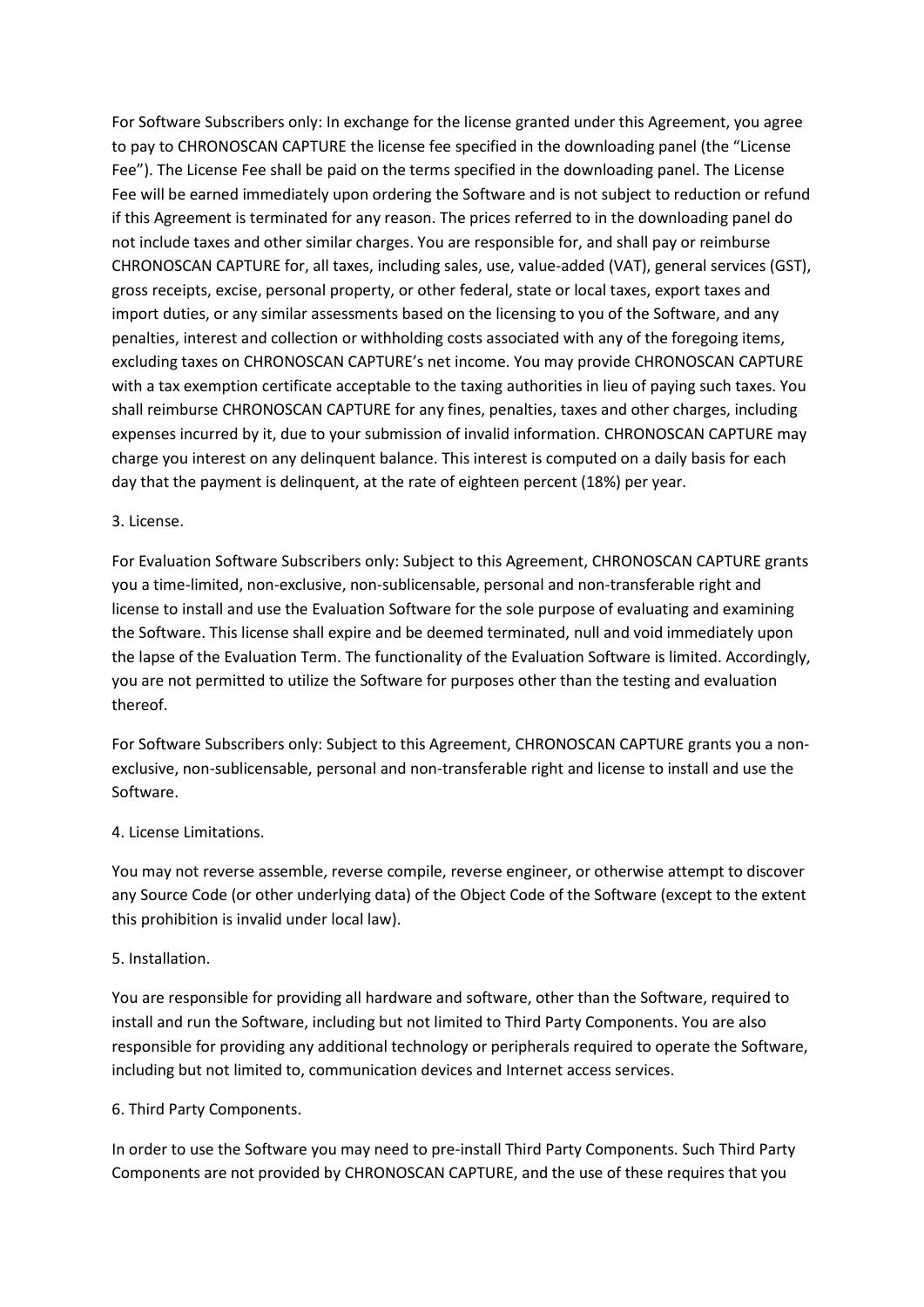For Software Subscribers only: In exchange for the license granted under this Agreement, you agree to pay to CHRONOSCAN CAPTURE the license fee specified in the downloading panel (the "License Fee"). The License Fee shall be paid on the terms specified in the downloading panel. The License Fee will be earned immediately upon ordering the Software and is not subject to reduction or refund if this Agreement is terminated for any reason. The prices referred to in the downloading panel do not include taxes and other similar charges. You are responsible for, and shall pay or reimburse CHRONOSCAN CAPTURE for, all taxes, including sales, use, value-added (VAT), general services (GST), gross receipts, excise, personal property, or other federal, state or local taxes, export taxes and import duties, or any similar assessments based on the licensing to you of the Software, and any penalties, interest and collection or withholding costs associated with any of the foregoing items, excluding taxes on CHRONOSCAN CAPTURE's net income. You may provide CHRONOSCAN CAPTURE with a tax exemption certificate acceptable to the taxing authorities in lieu of paying such taxes. You shall reimburse CHRONOSCAN CAPTURE for any fines, penalties, taxes and other charges, including expenses incurred by it, due to your submission of invalid information. CHRONOSCAN CAPTURE may charge you interest on any delinquent balance. This interest is computed on a daily basis for each day that the payment is delinquent, at the rate of eighteen percent (18%) per year.

3. License.

For Evaluation Software Subscribers only: Subject to this Agreement, CHRONOSCAN CAPTURE grants you a time-limited, non-exclusive, non-sublicensable, personal and non-transferable right and license to install and use the Evaluation Software for the sole purpose of evaluating and examining the Software. This license shall expire and be deemed terminated, null and void immediately upon the lapse of the Evaluation Term. The functionality of the Evaluation Software is limited. Accordingly, you are not permitted to utilize the Software for purposes other than the testing and evaluation thereof.

For Software Subscribers only: Subject to this Agreement, CHRONOSCAN CAPTURE grants you a non-exclusive, non-sublicensable, personal and non-transferable right and license to install and use the Software.

4. License Limitations.

You may not reverse assemble, reverse compile, reverse engineer, or otherwise attempt to discover any Source Code (or other underlying data) of the Object Code of the Software (except to the extent this prohibition is invalid under local law).

5. Installation.

You are responsible for providing all hardware and software, other than the Software, required to install and run the Software, including but not limited to Third Party Components. You are also responsible for providing any additional technology or peripherals required to operate the Software, including but not limited to, communication devices and Internet access services.

6. Third Party Components.

In order to use the Software you may need to pre-install Third Party Components. Such Third Party Components are not provided by CHRONOSCAN CAPTURE, and the use of these requires that you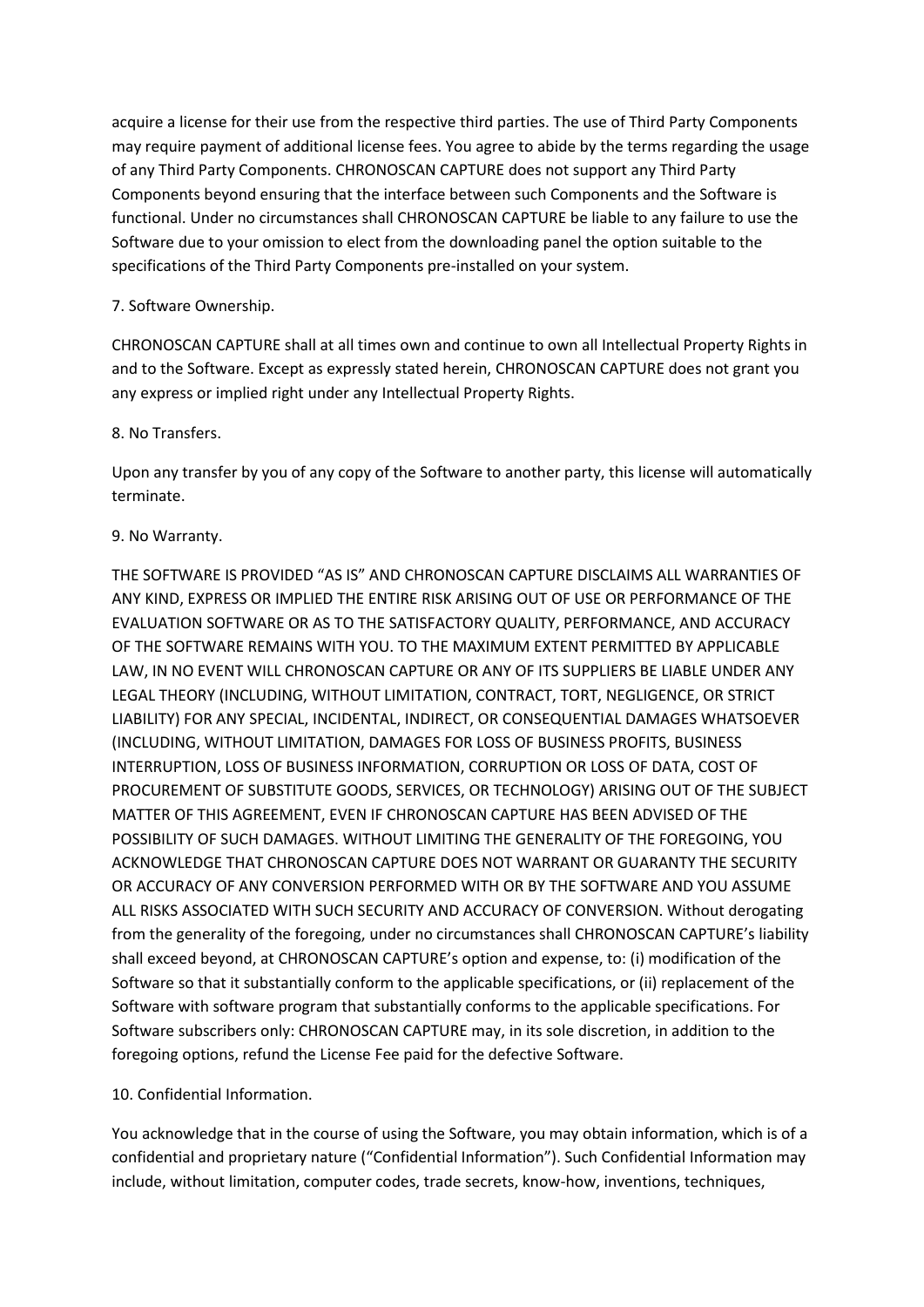acquire a license for their use from the respective third parties. The use of Third Party Components may require payment of additional license fees. You agree to abide by the terms regarding the usage of any Third Party Components. CHRONOSCAN CAPTURE does not support any Third Party Components beyond ensuring that the interface between such Components and the Software is functional. Under no circumstances shall CHRONOSCAN CAPTURE be liable to any failure to use the Software due to your omission to elect from the downloading panel the option suitable to the specifications of the Third Party Components pre-installed on your system.

7. Software Ownership.

CHRONOSCAN CAPTURE shall at all times own and continue to own all Intellectual Property Rights in and to the Software. Except as expressly stated herein, CHRONOSCAN CAPTURE does not grant you any express or implied right under any Intellectual Property Rights.

8. No Transfers.

Upon any transfer by you of any copy of the Software to another party, this license will automatically terminate.

9. No Warranty.

THE SOFTWARE IS PROVIDED "AS IS" AND CHRONOSCAN CAPTURE DISCLAIMS ALL WARRANTIES OF ANY KIND, EXPRESS OR IMPLIED THE ENTIRE RISK ARISING OUT OF USE OR PERFORMANCE OF THE EVALUATION SOFTWARE OR AS TO THE SATISFACTORY QUALITY, PERFORMANCE, AND ACCURACY OF THE SOFTWARE REMAINS WITH YOU. TO THE MAXIMUM EXTENT PERMITTED BY APPLICABLE LAW, IN NO EVENT WILL CHRONOSCAN CAPTURE OR ANY OF ITS SUPPLIERS BE LIABLE UNDER ANY LEGAL THEORY (INCLUDING, WITHOUT LIMITATION, CONTRACT, TORT, NEGLIGENCE, OR STRICT LIABILITY) FOR ANY SPECIAL, INCIDENTAL, INDIRECT, OR CONSEQUENTIAL DAMAGES WHATSOEVER (INCLUDING, WITHOUT LIMITATION, DAMAGES FOR LOSS OF BUSINESS PROFITS, BUSINESS INTERRUPTION, LOSS OF BUSINESS INFORMATION, CORRUPTION OR LOSS OF DATA, COST OF PROCUREMENT OF SUBSTITUTE GOODS, SERVICES, OR TECHNOLOGY) ARISING OUT OF THE SUBJECT MATTER OF THIS AGREEMENT, EVEN IF CHRONOSCAN CAPTURE HAS BEEN ADVISED OF THE POSSIBILITY OF SUCH DAMAGES. WITHOUT LIMITING THE GENERALITY OF THE FOREGOING, YOU ACKNOWLEDGE THAT CHRONOSCAN CAPTURE DOES NOT WARRANT OR GUARANTY THE SECURITY OR ACCURACY OF ANY CONVERSION PERFORMED WITH OR BY THE SOFTWARE AND YOU ASSUME ALL RISKS ASSOCIATED WITH SUCH SECURITY AND ACCURACY OF CONVERSION. Without derogating from the generality of the foregoing, under no circumstances shall CHRONOSCAN CAPTURE's liability shall exceed beyond, at CHRONOSCAN CAPTURE's option and expense, to: (i) modification of the Software so that it substantially conform to the applicable specifications, or (ii) replacement of the Software with software program that substantially conforms to the applicable specifications. For Software subscribers only: CHRONOSCAN CAPTURE may, in its sole discretion, in addition to the foregoing options, refund the License Fee paid for the defective Software.

10. Confidential Information.

You acknowledge that in the course of using the Software, you may obtain information, which is of a confidential and proprietary nature ("Confidential Information"). Such Confidential Information may include, without limitation, computer codes, trade secrets, know-how, inventions, techniques,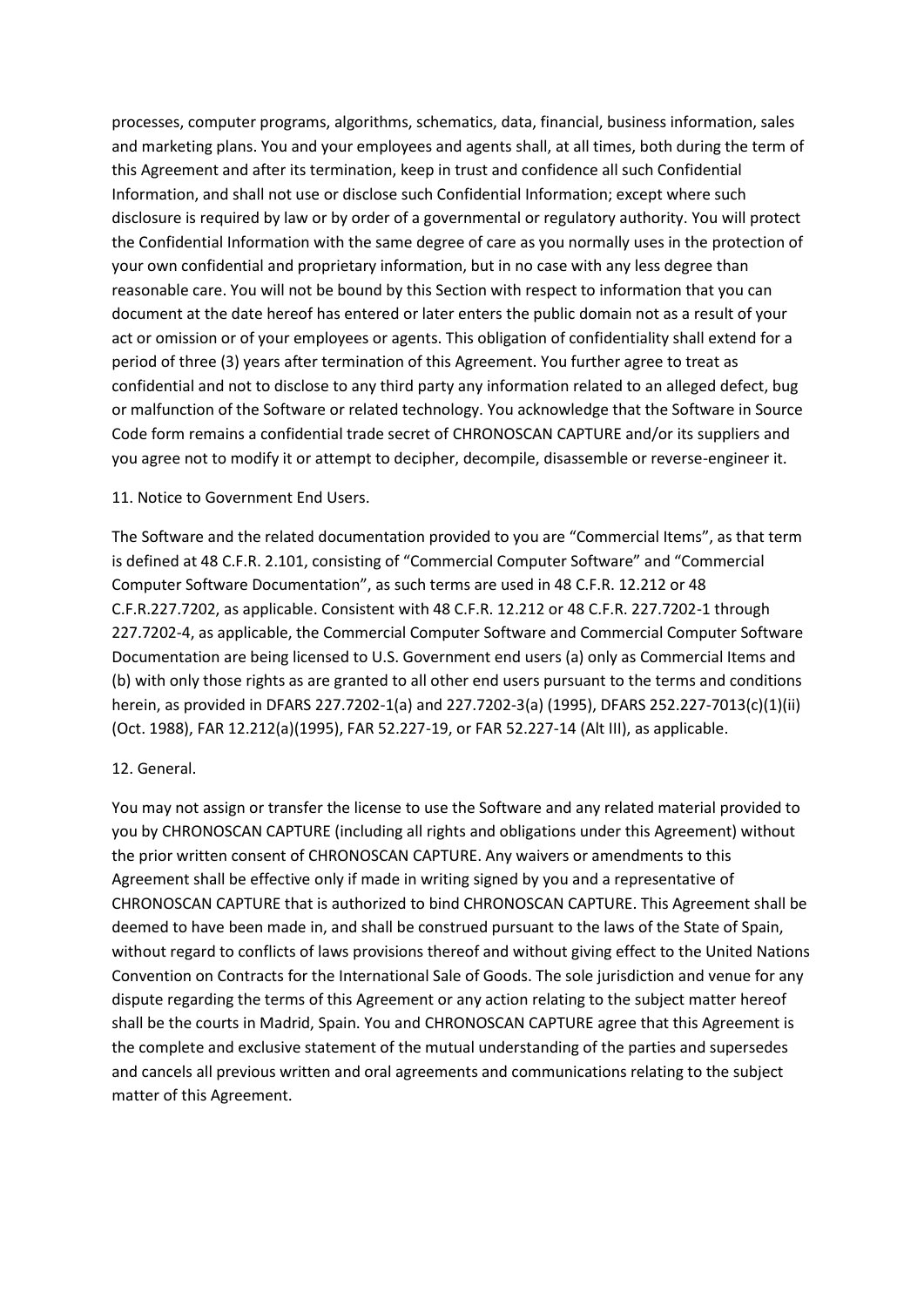processes, computer programs, algorithms, schematics, data, financial, business information, sales and marketing plans. You and your employees and agents shall, at all times, both during the term of this Agreement and after its termination, keep in trust and confidence all such Confidential Information, and shall not use or disclose such Confidential Information; except where such disclosure is required by law or by order of a governmental or regulatory authority. You will protect the Confidential Information with the same degree of care as you normally uses in the protection of your own confidential and proprietary information, but in no case with any less degree than reasonable care. You will not be bound by this Section with respect to information that you can document at the date hereof has entered or later enters the public domain not as a result of your act or omission or of your employees or agents. This obligation of confidentiality shall extend for a period of three (3) years after termination of this Agreement. You further agree to treat as confidential and not to disclose to any third party any information related to an alleged defect, bug or malfunction of the Software or related technology. You acknowledge that the Software in Source Code form remains a confidential trade secret of CHRONOSCAN CAPTURE and/or its suppliers and you agree not to modify it or attempt to decipher, decompile, disassemble or reverse-engineer it.

11. Notice to Government End Users.

The Software and the related documentation provided to you are “Commercial Items”, as that term is defined at 48 C.F.R. 2.101, consisting of “Commercial Computer Software” and “Commercial Computer Software Documentation”, as such terms are used in 48 C.F.R. 12.212 or 48 C.F.R.227.7202, as applicable. Consistent with 48 C.F.R. 12.212 or 48 C.F.R. 227.7202-1 through 227.7202-4, as applicable, the Commercial Computer Software and Commercial Computer Software Documentation are being licensed to U.S. Government end users (a) only as Commercial Items and (b) with only those rights as are granted to all other end users pursuant to the terms and conditions herein, as provided in DFARS 227.7202-1(a) and 227.7202-3(a) (1995), DFARS 252.227-7013(c)(1)(ii) (Oct. 1988), FAR 12.212(a)(1995), FAR 52.227-19, or FAR 52.227-14 (Alt III), as applicable.

12. General.

You may not assign or transfer the license to use the Software and any related material provided to you by CHRONOSCAN CAPTURE (including all rights and obligations under this Agreement) without the prior written consent of CHRONOSCAN CAPTURE. Any waivers or amendments to this Agreement shall be effective only if made in writing signed by you and a representative of CHRONOSCAN CAPTURE that is authorized to bind CHRONOSCAN CAPTURE. This Agreement shall be deemed to have been made in, and shall be construed pursuant to the laws of the State of Spain, without regard to conflicts of laws provisions thereof and without giving effect to the United Nations Convention on Contracts for the International Sale of Goods. The sole jurisdiction and venue for any dispute regarding the terms of this Agreement or any action relating to the subject matter hereof shall be the courts in Madrid, Spain. You and CHRONOSCAN CAPTURE agree that this Agreement is the complete and exclusive statement of the mutual understanding of the parties and supersedes and cancels all previous written and oral agreements and communications relating to the subject matter of this Agreement.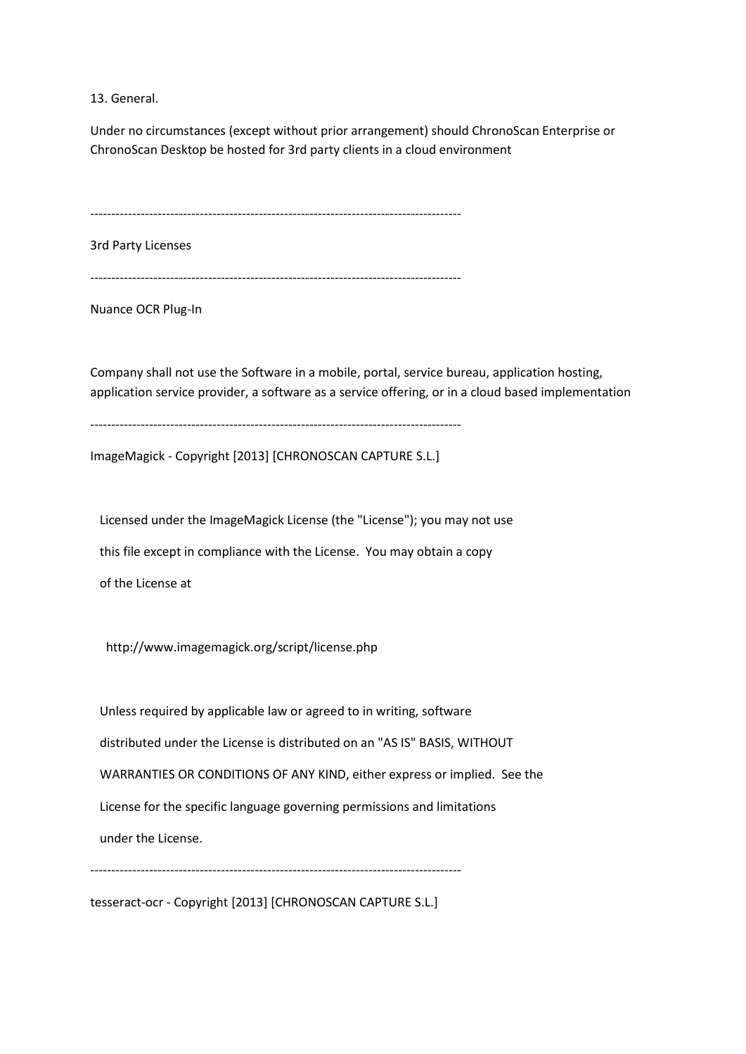13. General.

Under no circumstances (except without prior arrangement) should ChronoScan Enterprise or ChronoScan Desktop be hosted for 3rd party clients in a cloud environment

---------------------------------------------------------------------------------------

3rd Party Licenses

---------------------------------------------------------------------------------------

Nuance OCR Plug-In

Company shall not use the Software in a mobile, portal, service bureau, application hosting, application service provider, a software as a service offering, or in a cloud based implementation

---------------------------------------------------------------------------------------

ImageMagick - Copyright [2013] [CHRONOSCAN CAPTURE S.L.]

Licensed under the ImageMagick License (the "License"); you may not use this file except in compliance with the License. You may obtain a copy of the License at

http://www.imagemagick.org/script/license.php

Unless required by applicable law or agreed to in writing, software distributed under the License is distributed on an "AS IS" BASIS, WITHOUT WARRANTIES OR CONDITIONS OF ANY KIND, either express or implied. See the License for the specific language governing permissions and limitations under the License.

---------------------------------------------------------------------------------------

tesseract-ocr - Copyright [2013] [CHRONOSCAN CAPTURE S.L.]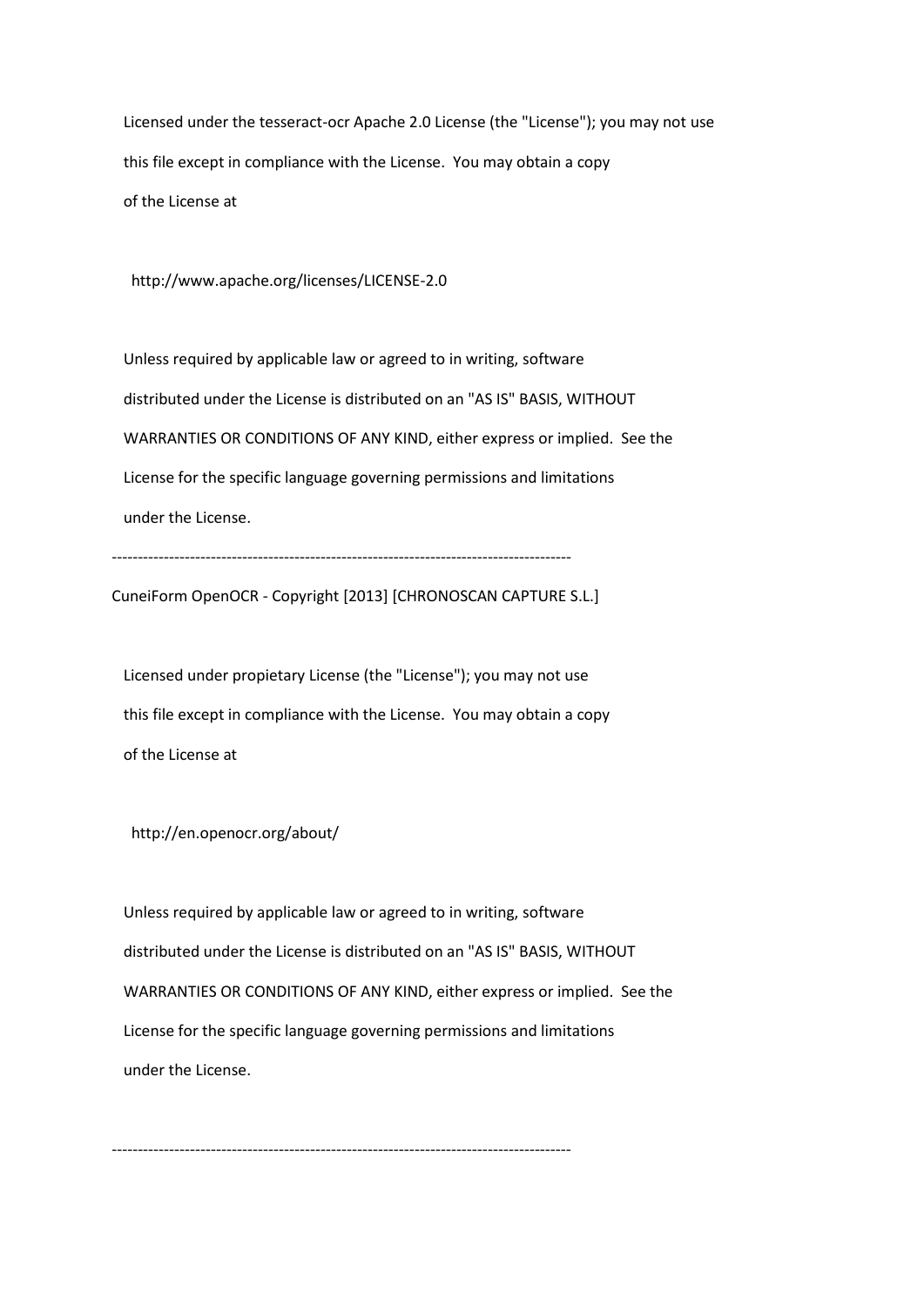Licensed under the tesseract-ocr Apache 2.0 License (the "License"); you may not use this file except in compliance with the License. You may obtain a copy of the License at

http://www.apache.org/licenses/LICENSE-2.0

Unless required by applicable law or agreed to in writing, software distributed under the License is distributed on an "AS IS" BASIS, WITHOUT WARRANTIES OR CONDITIONS OF ANY KIND, either express or implied. See the License for the specific language governing permissions and limitations under the License.

---------------------------------------------------------------------------------------

CuneiForm OpenOCR - Copyright [2013] [CHRONOSCAN CAPTURE S.L.]

Licensed under propietary License (the "License"); you may not use this file except in compliance with the License. You may obtain a copy of the License at

http://en.openocr.org/about/

Unless required by applicable law or agreed to in writing, software distributed under the License is distributed on an "AS IS" BASIS, WITHOUT WARRANTIES OR CONDITIONS OF ANY KIND, either express or implied. See the License for the specific language governing permissions and limitations under the License.

---------------------------------------------------------------------------------------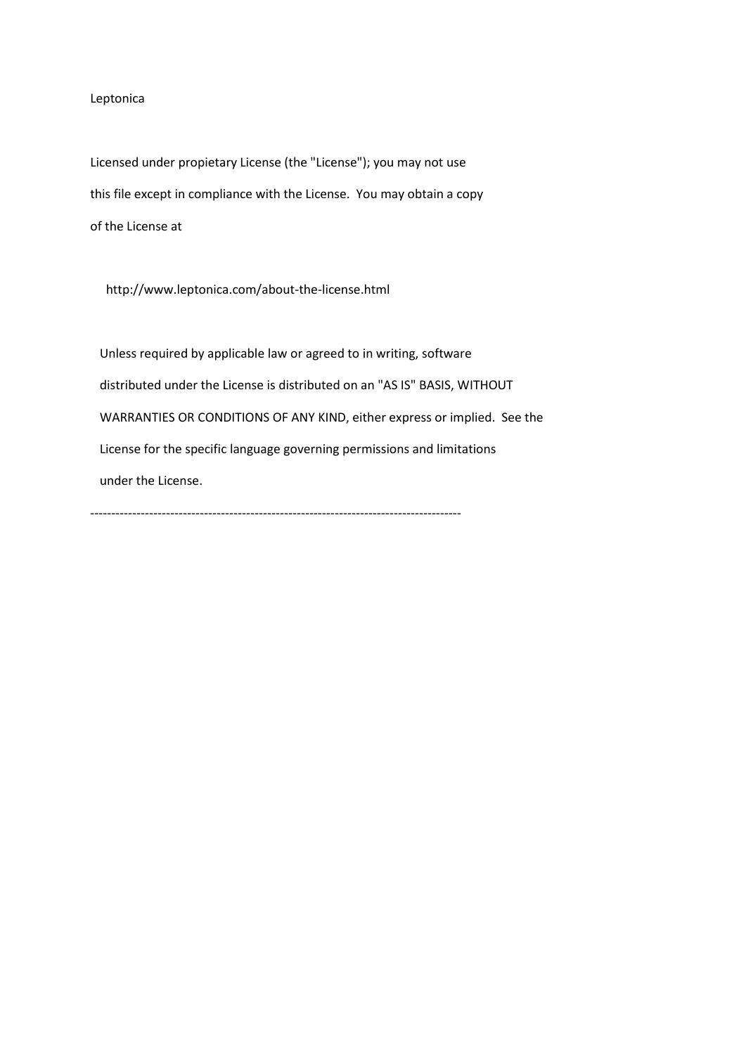Leptonica

Licensed under propietary License (the "License"); you may not use

this file except in compliance with the License. You may obtain a copy

of the License at

http://www.leptonica.com/about-the-license.html

Unless required by applicable law or agreed to in writing, software

distributed under the License is distributed on an "AS IS" BASIS, WITHOUT

WARRANTIES OR CONDITIONS OF ANY KIND, either express or implied. See the

License for the specific language governing permissions and limitations

under the License.

---------------------------------------------------------------------------------------